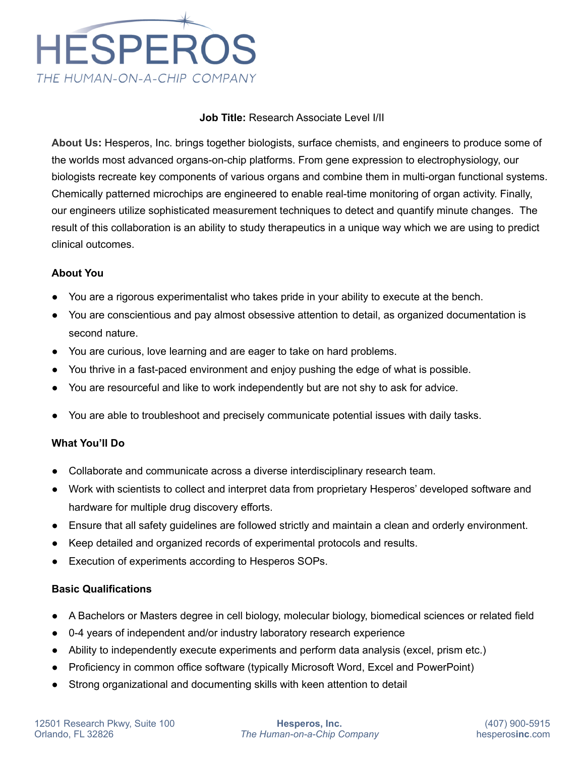# HESPEROS

*THE HUMAN-ON-A-CHIP COMPANY*

**Job Title:** Research Associate Level I/II

**About Us:** Hesperos, Inc. brings together biologists, surface chemists, and engineers to produce some of the worlds most advanced organs-on-chip platforms. From gene expression to electrophysiology, our biologists recreate key components of various organs and combine them in multi-organ functional systems. Chemically patterned microchips are engineered to enable real-time monitoring of organ activity. Finally, our engineers utilize sophisticated measurement techniques to detect and quantify minute changes. The result of this collaboration is an ability to study therapeutics in a unique way which we are using to predict clinical outcomes.

### About You

- You are a rigorous experimentalist who takes pride in your ability to execute at the bench.
- You are conscientious and pay almost obsessive attention to detail, as organized documentation is second nature.
- You are curious, love learning and are eager to take on hard problems.
- You thrive in a fast-paced environment and enjoy pushing the edge of what is possible.
- You are resourceful and like to work independently but are not shy to ask for advice.
- You are able to troubleshoot and precisely communicate potential issues with daily tasks.

### What You'll Do

- Collaborate and communicate across a diverse interdisciplinary research team.
- Work with scientists to collect and interpret data from proprietary Hesperos' developed software and hardware for multiple drug discovery efforts.
- Ensure that all safety guidelines are followed strictly and maintain a clean and orderly environment.
- Keep detailed and organized records of experimental protocols and results.
- Execution of experiments according to Hesperos SOPs.

### Basic Qualifications

- A Bachelors or Masters degree in cell biology, molecular biology, biomedical sciences or related field
- 0-4 years of independent and/or industry laboratory research experience
- Ability to independently execute experiments and perform data analysis (excel, prism etc.)
- Proficiency in common office software (typically Microsoft Word, Excel and PowerPoint)
- Strong organizational and documenting skills with keen attention to detail

12501 Research Pkwy, Suite 100
Orlando, FL 32826

**Hesperos, Inc.**
*The Human-on-a-Chip Company*

(407) 900-5915
hesperosinc.com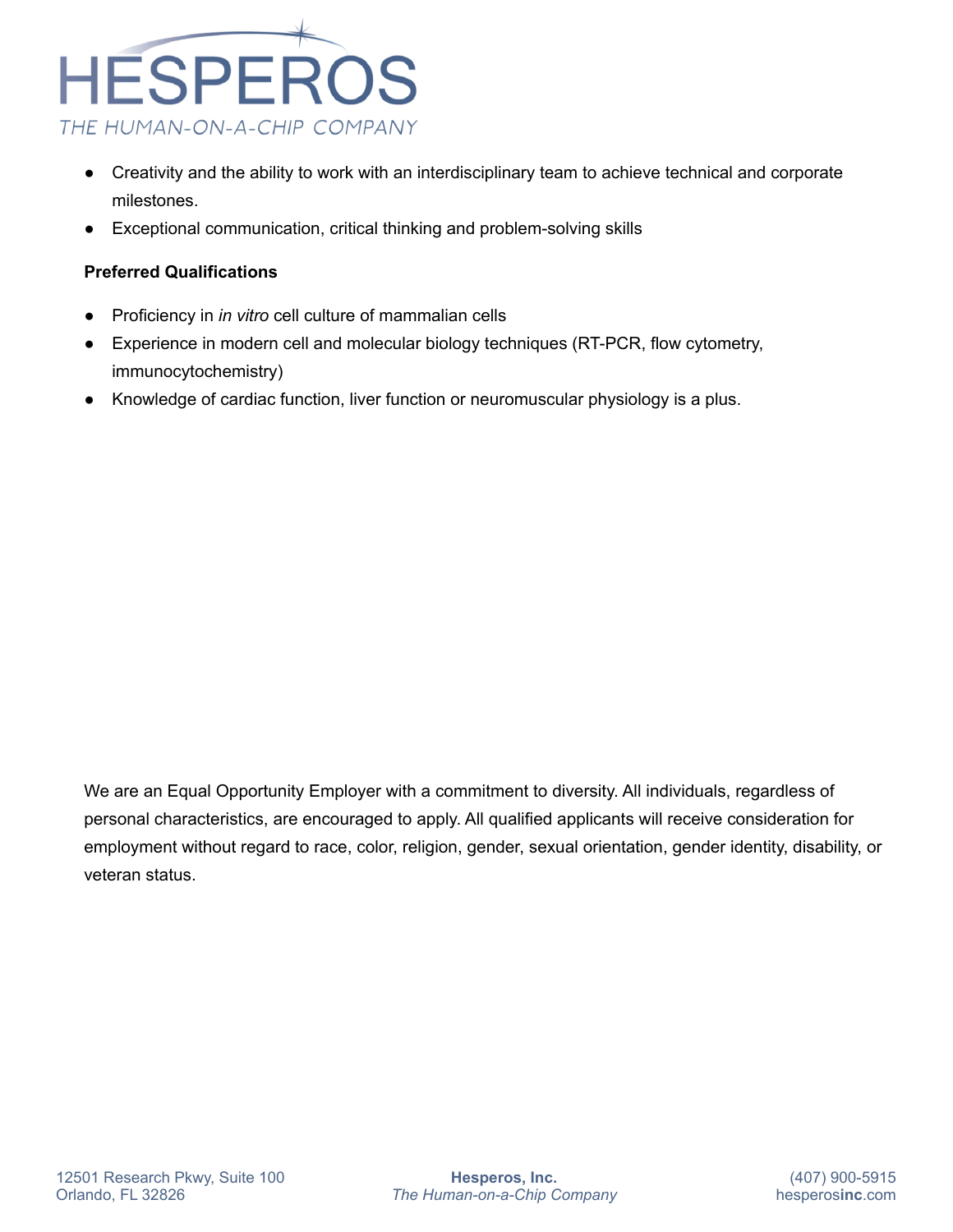- Creativity and the ability to work with an interdisciplinary team to achieve technical and corporate milestones.
- Exceptional communication, critical thinking and problem-solving skills

**Preferred Qualifications**

- Proficiency in *in vitro* cell culture of mammalian cells
- Experience in modern cell and molecular biology techniques (RT-PCR, flow cytometry, immunocytochemistry)
- Knowledge of cardiac function, liver function or neuromuscular physiology is a plus.

We are an Equal Opportunity Employer with a commitment to diversity. All individuals, regardless of personal characteristics, are encouraged to apply. All qualified applicants will receive consideration for employment without regard to race, color, religion, gender, sexual orientation, gender identity, disability, or veteran status.